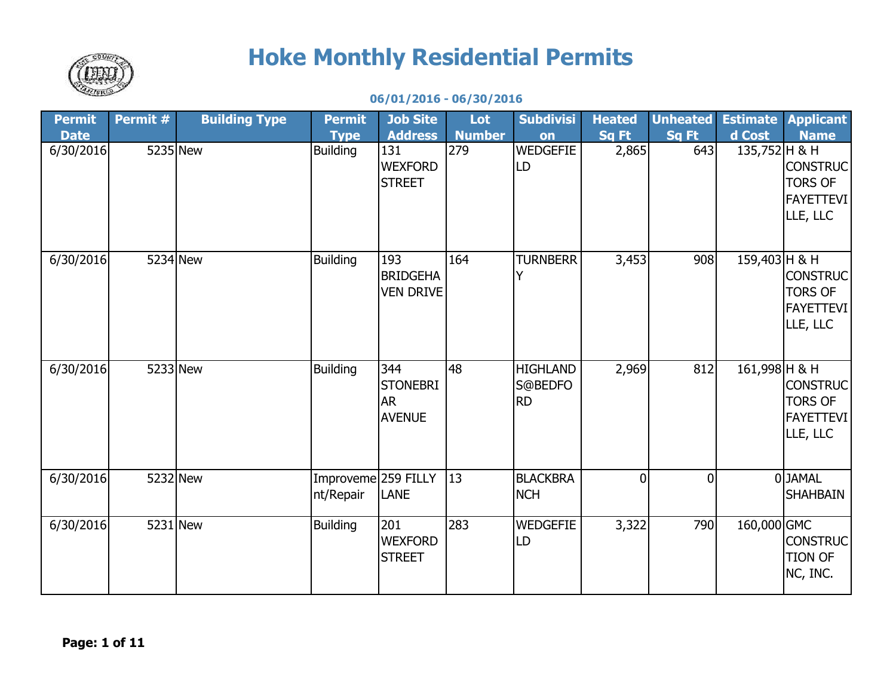# Hoke Monthly Residential Permits

**06/01/2016 - 06/30/2016**

| Permit Date | Permit # | Building Type | Permit Type | Job Site Address | Lot Number | Subdivision | Heated Sq Ft | Unheated Sq Ft | Estimated Cost | Applicant Name |
|---|---|---|---|---|---|---|---|---|---|---|
| 6/30/2016 | 5235 | New | Building | 131 WEXFORD STREET | 279 | WEDGEFIELD | 2,865 | 643 | 135,752 | H & H CONSTRUCTORS OF FAYETTEVILLE, LLC |
| 6/30/2016 | 5234 | New | Building | 193 BRIDGEHAVEN DRIVE | 164 | TURNBERRY | 3,453 | 908 | 159,403 | H & H CONSTRUCTORS OF FAYETTEVILLE, LLC |
| 6/30/2016 | 5233 | New | Building | 344 STONEBRIAR AVENUE | 48 | HIGHLANDS@BEDFORD | 2,969 | 812 | 161,998 | H & H CONSTRUCTORS OF FAYETTEVILLE, LLC |
| 6/30/2016 | 5232 | New | Improvement/Repair | 259 FILLY LANE | 13 | BLACKBRANCH | 0 | 0 | 0 | JAMAL SHAHBAIN |
| 6/30/2016 | 5231 | New | Building | 201 WEXFORD STREET | 283 | WEDGEFIELD | 3,322 | 790 | 160,000 | GMC CONSTRUCTION OF NC, INC. |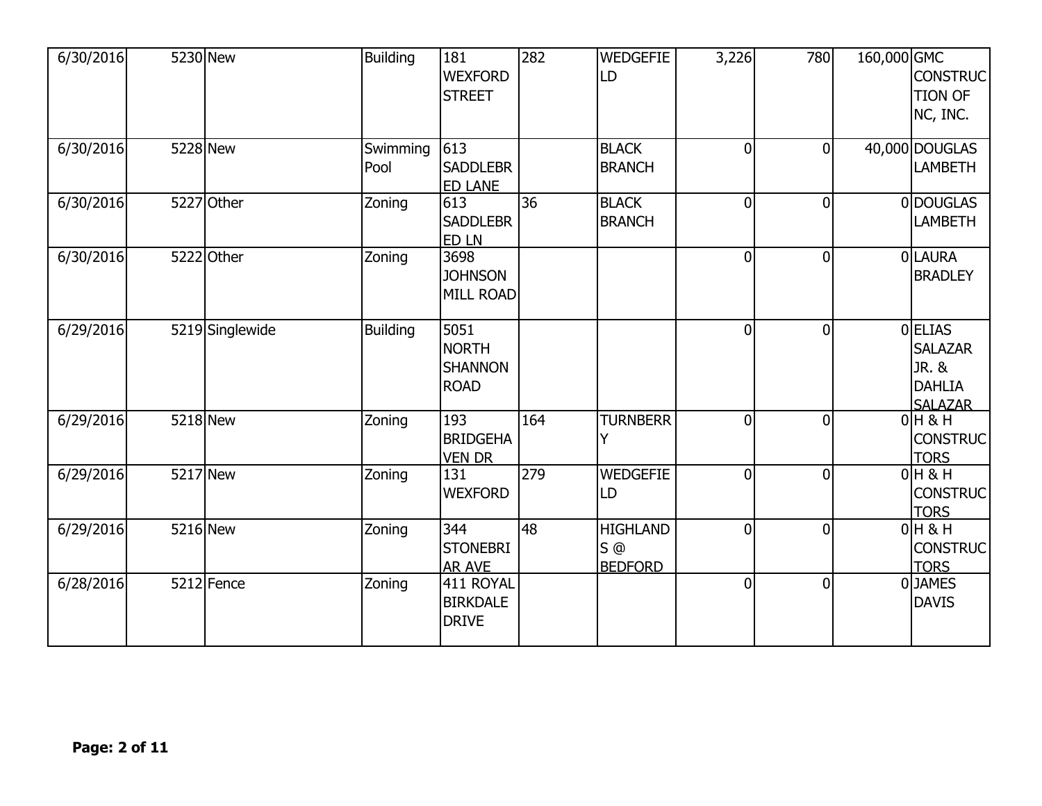| | | | | | | | | | | | |
|---|---|---|---|---|---|---|---|---|---|---|---|
| 6/30/2016 | 5230 | New | Building | 181 WEXFORD STREET | 282 | WEDGEFIELD | 3,226 | 780 | 160,000 | GMC CONSTRUCTION OF NC, INC. |
| 6/30/2016 | 5228 | New | Swimming Pool | 613 SADDLEBRED LANE | | BLACK BRANCH | 0 | 0 | 40,000 | DOUGLAS LAMBETH |
| 6/30/2016 | 5227 | Other | Zoning | 613 SADDLEBRED LN | 36 | BLACK BRANCH | 0 | 0 | 0 | DOUGLAS LAMBETH |
| 6/30/2016 | 5222 | Other | Zoning | 3698 JOHNSON MILL ROAD | | | 0 | 0 | 0 | LAURA BRADLEY |
| 6/29/2016 | 5219 | Singlewide | Building | 5051 NORTH SHANNON ROAD | | | 0 | 0 | 0 | ELIAS SALAZAR JR. & DAHLIA SALAZAR |
| 6/29/2016 | 5218 | New | Zoning | 193 BRIDGEHAVEN DR | 164 | TURNBERRY | 0 | 0 | 0 | H & H CONSTRUCTORS |
| 6/29/2016 | 5217 | New | Zoning | 131 WEXFORD | 279 | WEDGEFIELD | 0 | 0 | 0 | H & H CONSTRUCTORS |
| 6/29/2016 | 5216 | New | Zoning | 344 STONEBRIAR AVE | 48 | HIGHLANDS @ BEDFORD | 0 | 0 | 0 | H & H CONSTRUCTORS |
| 6/28/2016 | 5212 | Fence | Zoning | 411 ROYAL BIRKDALE DRIVE | | | 0 | 0 | 0 | JAMES DAVIS |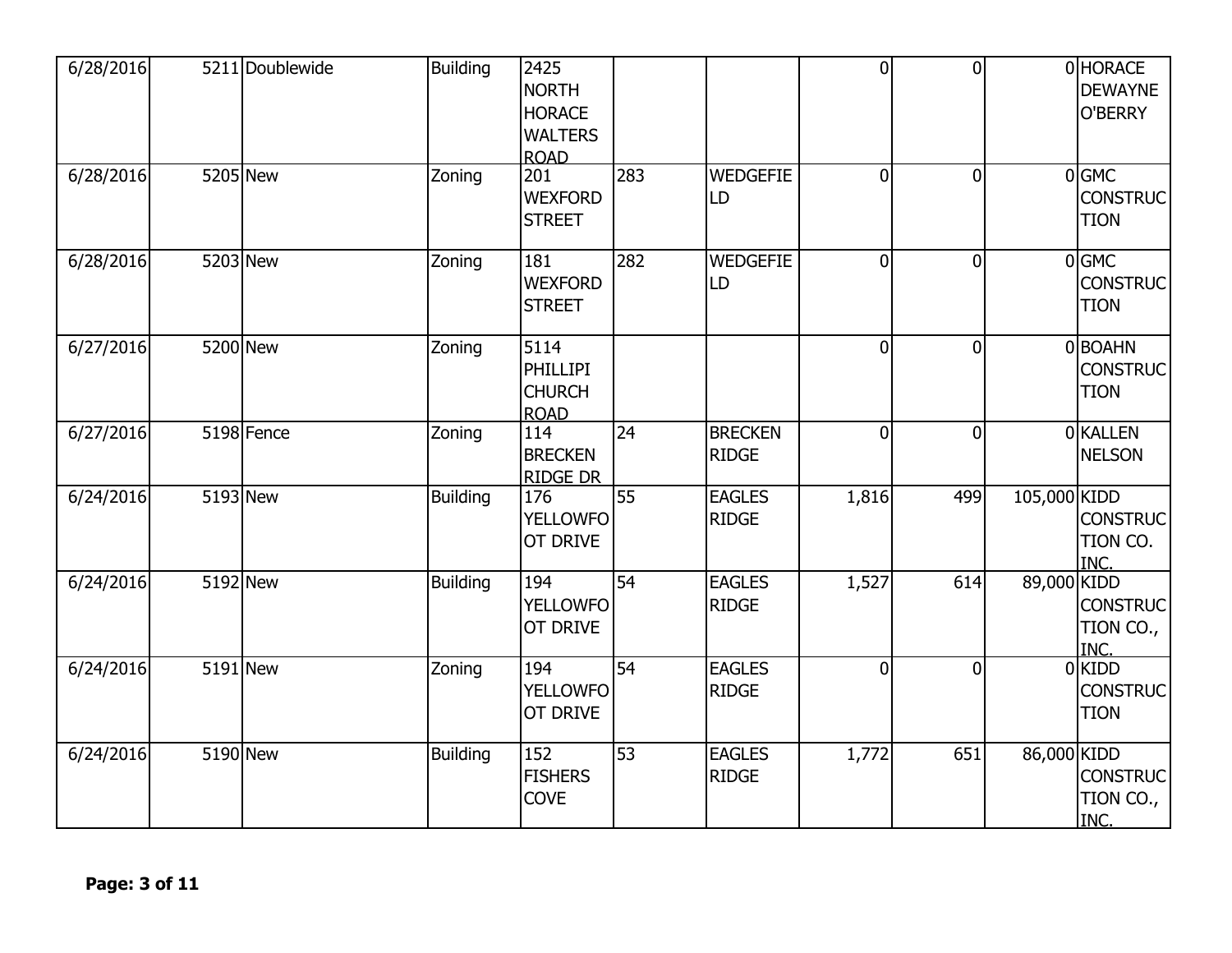| | | | | | | | | | | |
|---|---|---|---|---|---|---|---|---|---|---|
| 6/28/2016 | 5211 | Doublewide | Building | 2425 NORTH HORACE WALTERS ROAD | | | 0 | 0 | 0 | HORACE DEWAYNE O'BERRY |
| 6/28/2016 | 5205 | New | Zoning | 201 WEXFORD STREET | 283 | WEDGEFIELD | 0 | 0 | 0 | GMC CONSTRUCTION |
| 6/28/2016 | 5203 | New | Zoning | 181 WEXFORD STREET | 282 | WEDGEFIELD | 0 | 0 | 0 | GMC CONSTRUCTION |
| 6/27/2016 | 5200 | New | Zoning | 5114 PHILLIPI CHURCH ROAD | | | 0 | 0 | 0 | BOAHN CONSTRUCTION |
| 6/27/2016 | 5198 | Fence | Zoning | 114 BRECKEN RIDGE DR | 24 | BRECKEN RIDGE | 0 | 0 | 0 | KALLEN NELSON |
| 6/24/2016 | 5193 | New | Building | 176 YELLOWFOOT DRIVE | 55 | EAGLES RIDGE | 1,816 | 499 | 105,000 | KIDD CONSTRUCTION CO. INC. |
| 6/24/2016 | 5192 | New | Building | 194 YELLOWFOOT DRIVE | 54 | EAGLES RIDGE | 1,527 | 614 | 89,000 | KIDD CONSTRUCTION CO., INC. |
| 6/24/2016 | 5191 | New | Zoning | 194 YELLOWFOOT DRIVE | 54 | EAGLES RIDGE | 0 | 0 | 0 | KIDD CONSTRUCTION |
| 6/24/2016 | 5190 | New | Building | 152 FISHERS COVE | 53 | EAGLES RIDGE | 1,772 | 651 | 86,000 | KIDD CONSTRUCTION CO., INC. |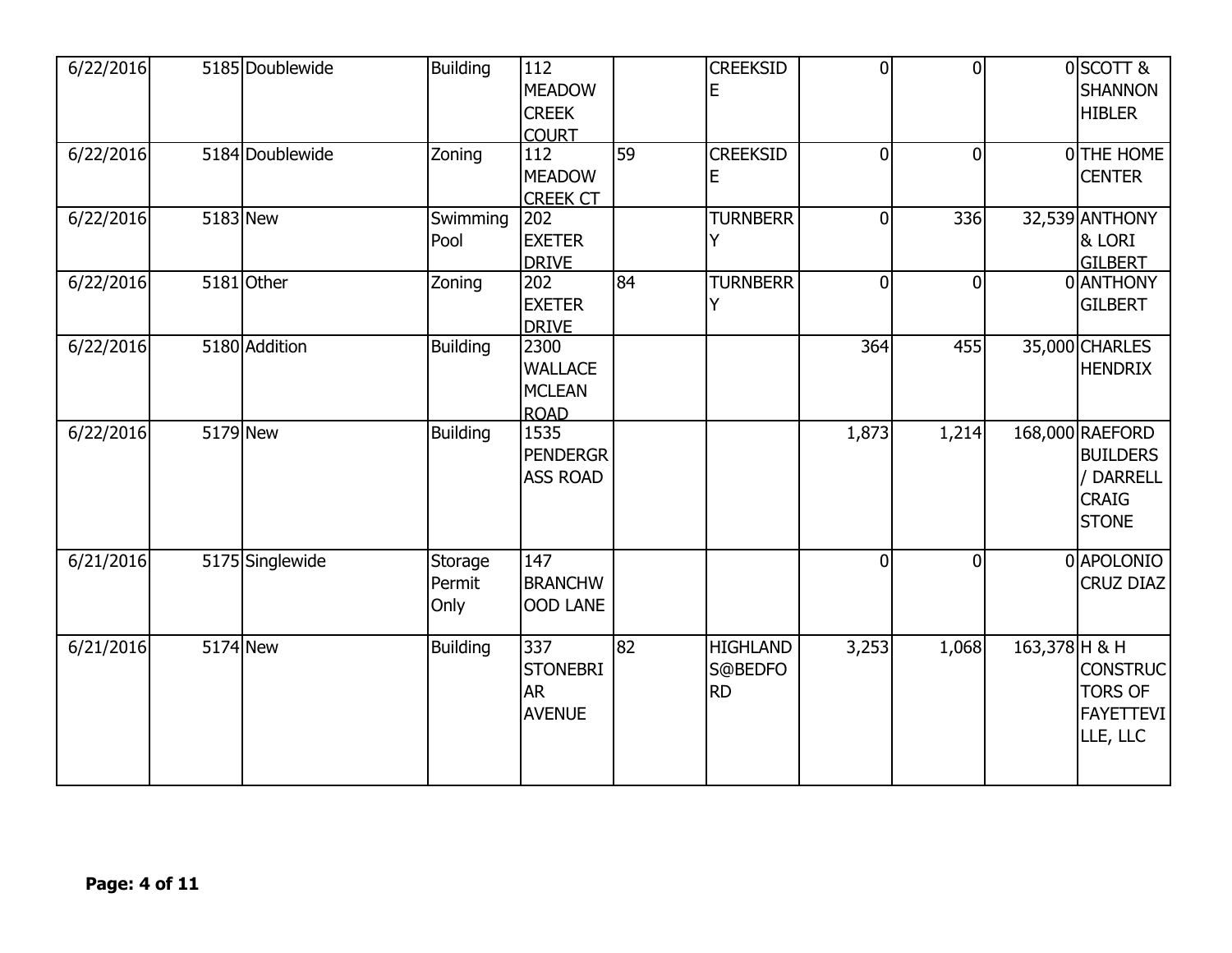| | | | | | | | | | | |
|---|---|---|---|---|---|---|---|---|---|---|
| 6/22/2016 | 5185 | Doublewide | Building | 112 MEADOW CREEK COURT | | CREEKSIDE | 0 | 0 | 0 | SCOTT & SHANNON HIBLER |
| 6/22/2016 | 5184 | Doublewide | Zoning | 112 MEADOW CREEK CT | 59 | CREEKSIDE | 0 | 0 | 0 | THE HOME CENTER |
| 6/22/2016 | 5183 | New | Swimming Pool | 202 EXETER DRIVE | | TURNBERRY | 0 | 336 | 32,539 | ANTHONY & LORI GILBERT |
| 6/22/2016 | 5181 | Other | Zoning | 202 EXETER DRIVE | 84 | TURNBERRY | 0 | 0 | 0 | ANTHONY GILBERT |
| 6/22/2016 | 5180 | Addition | Building | 2300 WALLACE MCLEAN ROAD | | | 364 | 455 | 35,000 | CHARLES HENDRIX |
| 6/22/2016 | 5179 | New | Building | 1535 PENDERGRASS ROAD | | | 1,873 | 1,214 | 168,000 | RAEFORD BUILDERS / DARRELL CRAIG STONE |
| 6/21/2016 | 5175 | Singlewide | Storage Permit Only | 147 BRANCHWOOD LANE | | | 0 | 0 | 0 | APOLONIO CRUZ DIAZ |
| 6/21/2016 | 5174 | New | Building | 337 STONEBRIAR AVENUE | 82 | HIGHLANDS@BEDFORD | 3,253 | 1,068 | 163,378 | H & H CONSTRUCTORS OF FAYETTEVILLE, LLC |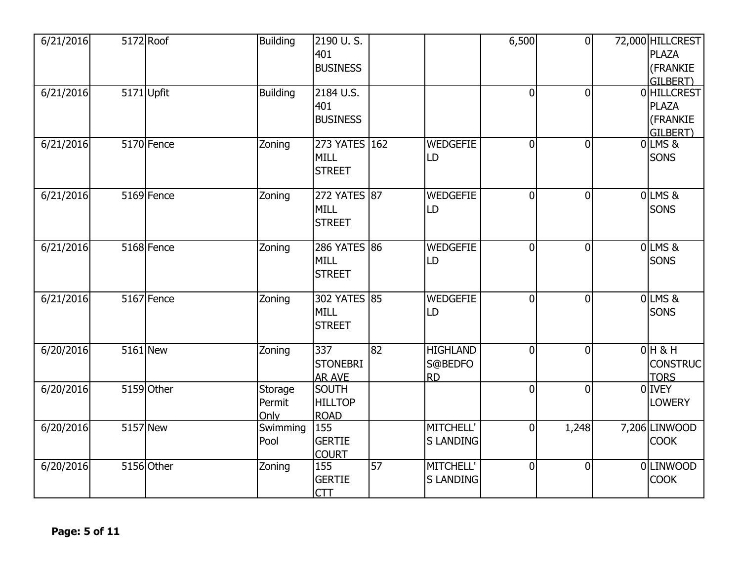| | | | | | | | | | | |
|---|---|---|---|---|---|---|---|---|---|---|
| 6/21/2016 | 5172 | Roof | Building | 2190 U. S. 401 BUSINESS | | | 6,500 | 0 | 72,000 | HILLCREST PLAZA (FRANKIE GILBERT) |
| 6/21/2016 | 5171 | Upfit | Building | 2184 U.S. 401 BUSINESS | | | 0 | 0 | 0 | HILLCREST PLAZA (FRANKIE GILBERT) |
| 6/21/2016 | 5170 | Fence | Zoning | 273 YATES MILL STREET | 162 | WEDGEFIELD | 0 | 0 | 0 | LMS & SONS |
| 6/21/2016 | 5169 | Fence | Zoning | 272 YATES MILL STREET | 87 | WEDGEFIELD | 0 | 0 | 0 | LMS & SONS |
| 6/21/2016 | 5168 | Fence | Zoning | 286 YATES MILL STREET | 86 | WEDGEFIELD | 0 | 0 | 0 | LMS & SONS |
| 6/21/2016 | 5167 | Fence | Zoning | 302 YATES MILL STREET | 85 | WEDGEFIELD | 0 | 0 | 0 | LMS & SONS |
| 6/20/2016 | 5161 | New | Zoning | 337 STONEBRIAR AVE | 82 | HIGHLANDS@BEDFORD | 0 | 0 | 0 | H & H CONSTRUCTORS |
| 6/20/2016 | 5159 | Other | Storage Permit Only | SOUTH HILLTOP ROAD | | | 0 | 0 | 0 | IVEY LOWERY |
| 6/20/2016 | 5157 | New | Swimming Pool | 155 GERTIE COURT | | MITCHELL'S LANDING | 0 | 1,248 | 7,206 | LINWOOD COOK |
| 6/20/2016 | 5156 | Other | Zoning | 155 GERTIE CTT | 57 | MITCHELL'S LANDING | 0 | 0 | 0 | LINWOOD COOK |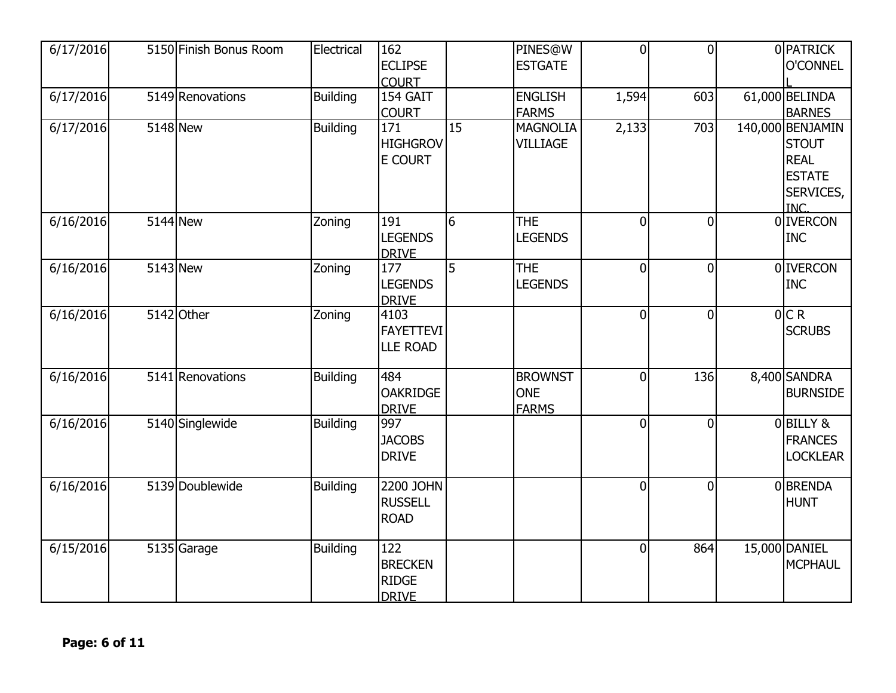| | | | | | | | | | | |
|---|---|---|---|---|---|---|---|---|---|---|
| 6/17/2016 | 5150 | Finish Bonus Room | Electrical | 162 ECLIPSE COURT | | PINES@WESTGATE | 0 | 0 | 0 | PATRICK O'CONNELL |
| 6/17/2016 | 5149 | Renovations | Building | 154 GAIT COURT | | ENGLISH FARMS | 1,594 | 603 | 61,000 | BELINDA BARNES |
| 6/17/2016 | 5148 | New | Building | 171 HIGHGROVE COURT | 15 | MAGNOLIA VILLIAGE | 2,133 | 703 | 140,000 | BENJAMIN STOUT REAL ESTATE SERVICES, INC. |
| 6/16/2016 | 5144 | New | Zoning | 191 LEGENDS DRIVE | 6 | THE LEGENDS | 0 | 0 | 0 | IVERCON INC |
| 6/16/2016 | 5143 | New | Zoning | 177 LEGENDS DRIVE | 5 | THE LEGENDS | 0 | 0 | 0 | IVERCON INC |
| 6/16/2016 | 5142 | Other | Zoning | 4103 FAYETTEVILLE ROAD | | | 0 | 0 | 0 | C R SCRUBS |
| 6/16/2016 | 5141 | Renovations | Building | 484 OAKRIDGE DRIVE | | BROWNSTONE FARMS | 0 | 136 | 8,400 | SANDRA BURNSIDE |
| 6/16/2016 | 5140 | Singlewide | Building | 997 JACOBS DRIVE | | | 0 | 0 | 0 | BILLY & FRANCES LOCKLEAR |
| 6/16/2016 | 5139 | Doublewide | Building | 2200 JOHN RUSSELL ROAD | | | 0 | 0 | 0 | BRENDA HUNT |
| 6/15/2016 | 5135 | Garage | Building | 122 BRECKENRIDGE DRIVE | | | 0 | 864 | 15,000 | DANIEL MCPHAUL |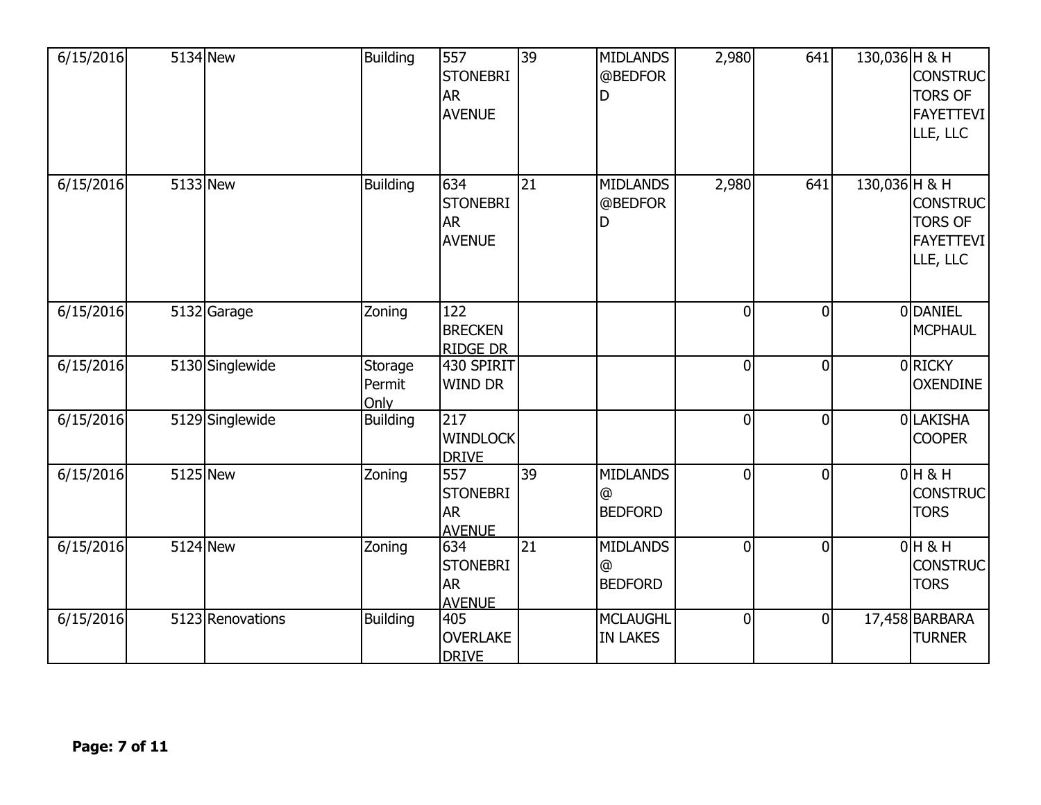| | | | | | | | | | | |
|---|---|---|---|---|---|---|---|---|---|---|
| 6/15/2016 | 5134 | New | Building | 557 STONEBRIAR AVENUE | 39 | MIDLANDS @BEDFORD | 2,980 | 641 | 130,036 | H & H CONSTRUCTORS OF FAYETTEVILLE, LLC |
| 6/15/2016 | 5133 | New | Building | 634 STONEBRIAR AVENUE | 21 | MIDLANDS @BEDFORD | 2,980 | 641 | 130,036 | H & H CONSTRUCTORS OF FAYETTEVILLE, LLC |
| 6/15/2016 | 5132 | Garage | Zoning | 122 BRECKEN RIDGE DR | | | 0 | 0 | 0 | DANIEL MCPHAUL |
| 6/15/2016 | 5130 | Singlewide | Storage Permit Only | 430 SPIRIT WIND DR | | | 0 | 0 | 0 | RICKY OXENDINE |
| 6/15/2016 | 5129 | Singlewide | Building | 217 WINDLOCK DRIVE | | | 0 | 0 | 0 | LAKISHA COOPER |
| 6/15/2016 | 5125 | New | Zoning | 557 STONEBRIAR AVENUE | 39 | MIDLANDS @ BEDFORD | 0 | 0 | 0 | H & H CONSTRUCTORS |
| 6/15/2016 | 5124 | New | Zoning | 634 STONEBRIAR AVENUE | 21 | MIDLANDS @ BEDFORD | 0 | 0 | 0 | H & H CONSTRUCTORS |
| 6/15/2016 | 5123 | Renovations | Building | 405 OVERLAKE DRIVE | | MCLAUGHLIN LAKES | 0 | 0 | 17,458 | BARBARA TURNER |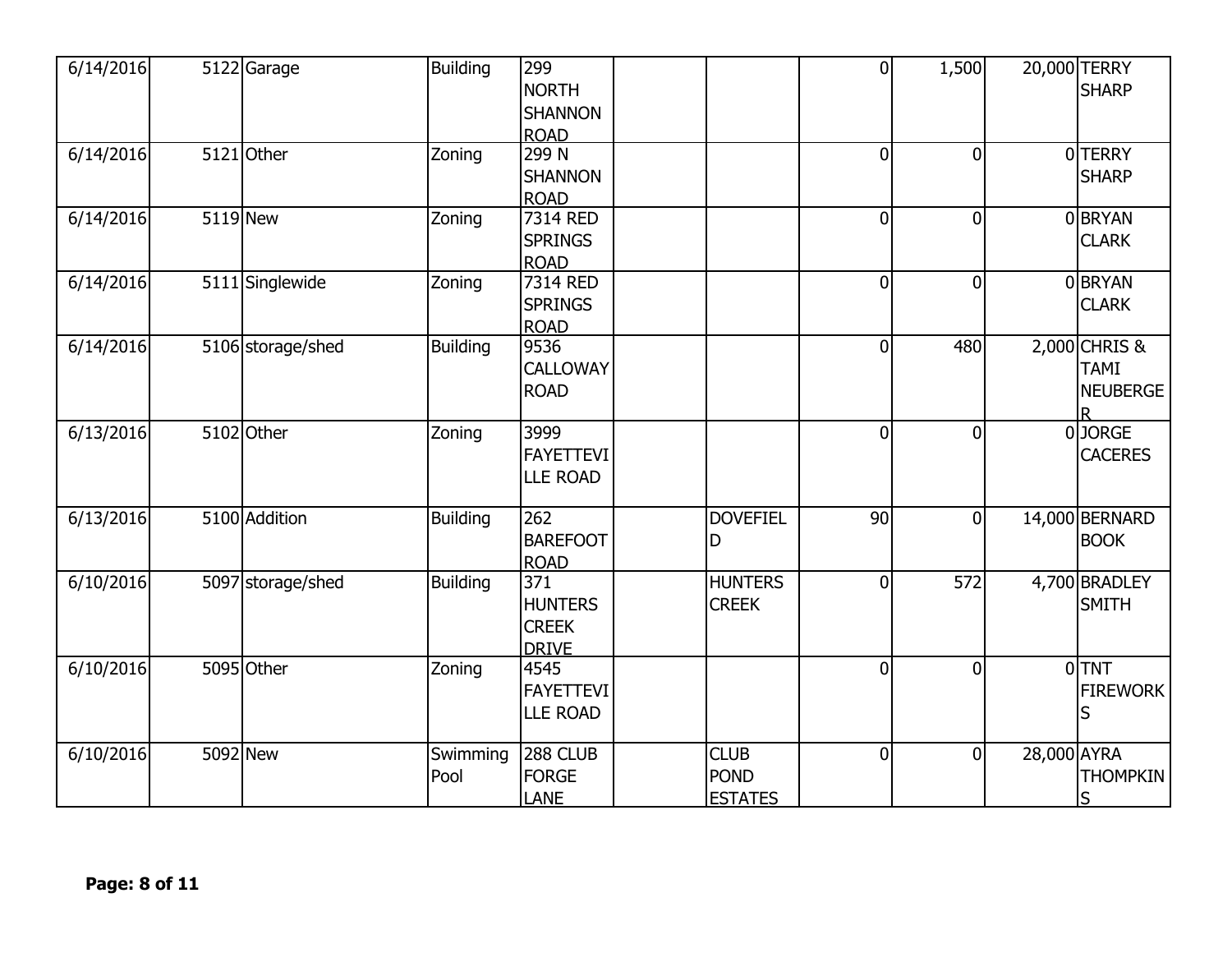| | | | | | | | | | | |
|---|---|---|---|---|---|---|---|---|---|---|
| 6/14/2016 | 5122 | Garage | Building | 299 NORTH SHANNON ROAD | | | 0 | 1,500 | 20,000 | TERRY SHARP |
| 6/14/2016 | 5121 | Other | Zoning | 299 N SHANNON ROAD | | | 0 | 0 | 0 | TERRY SHARP |
| 6/14/2016 | 5119 | New | Zoning | 7314 RED SPRINGS ROAD | | | 0 | 0 | 0 | BRYAN CLARK |
| 6/14/2016 | 5111 | Singlewide | Zoning | 7314 RED SPRINGS ROAD | | | 0 | 0 | 0 | BRYAN CLARK |
| 6/14/2016 | 5106 | storage/shed | Building | 9536 CALLOWAY ROAD | | | 0 | 480 | 2,000 | CHRIS & TAMI NEUBERGER |
| 6/13/2016 | 5102 | Other | Zoning | 3999 FAYETTEVILLE ROAD | | | 0 | 0 | 0 | JORGE CACERES |
| 6/13/2016 | 5100 | Addition | Building | 262 BAREFOOT ROAD | | DOVEFIELD | 90 | 0 | 14,000 | BERNARD BOOK |
| 6/10/2016 | 5097 | storage/shed | Building | 371 HUNTERS CREEK DRIVE | | HUNTERS CREEK | 0 | 572 | 4,700 | BRADLEY SMITH |
| 6/10/2016 | 5095 | Other | Zoning | 4545 FAYETTEVILLE ROAD | | | 0 | 0 | 0 | TNT FIREWORKS |
| 6/10/2016 | 5092 | New | Swimming Pool | 288 CLUB FORGE LANE | | CLUB POND ESTATES | 0 | 0 | 28,000 | AYRA THOMPKINS |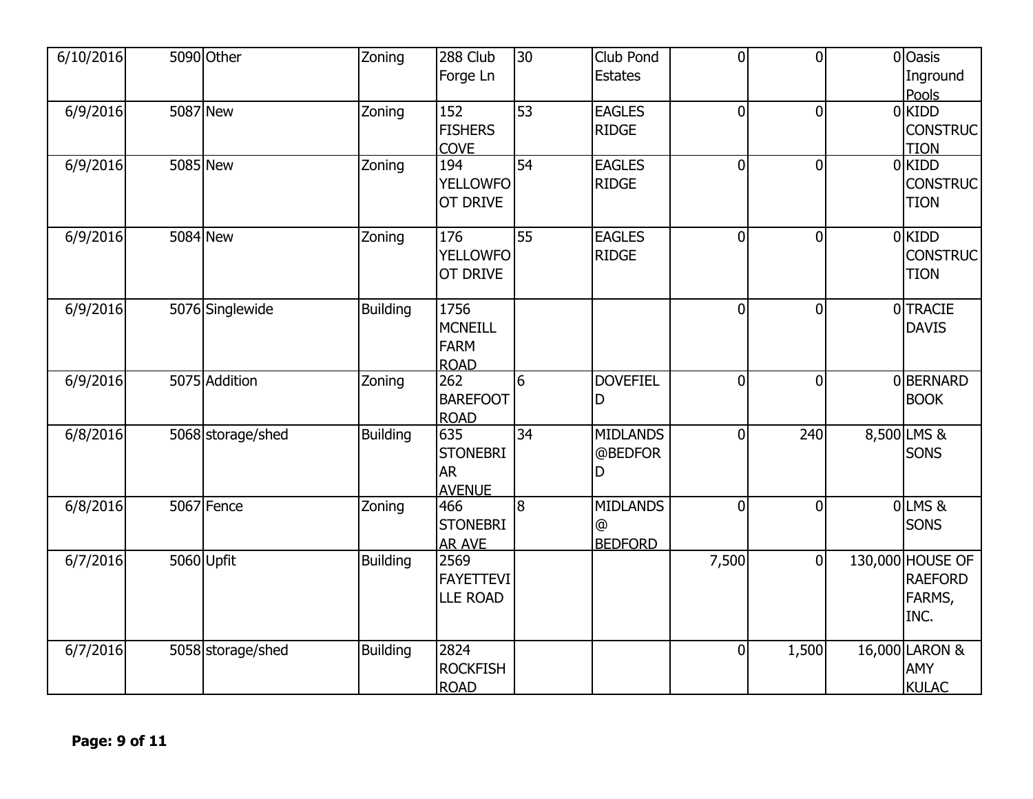| | | | | | | | | | | |
|---|---|---|---|---|---|---|---|---|---|---|
| 6/10/2016 | 5090 | Other | Zoning | 288 Club Forge Ln | 30 | Club Pond Estates | 0 | 0 | 0 | Oasis Inground Pools |
| 6/9/2016 | 5087 | New | Zoning | 152 FISHERS COVE | 53 | EAGLES RIDGE | 0 | 0 | 0 | KIDD CONSTRUCTION |
| 6/9/2016 | 5085 | New | Zoning | 194 YELLOWFOOT DRIVE | 54 | EAGLES RIDGE | 0 | 0 | 0 | KIDD CONSTRUCTION |
| 6/9/2016 | 5084 | New | Zoning | 176 YELLOWFOOT DRIVE | 55 | EAGLES RIDGE | 0 | 0 | 0 | KIDD CONSTRUCTION |
| 6/9/2016 | 5076 | Singlewide | Building | 1756 MCNEILL FARM ROAD | | | 0 | 0 | 0 | TRACIE DAVIS |
| 6/9/2016 | 5075 | Addition | Zoning | 262 BAREFOOT ROAD | 6 | DOVEFIELD | 0 | 0 | 0 | BERNARD BOOK |
| 6/8/2016 | 5068 | storage/shed | Building | 635 STONEBRIAR AVENUE | 34 | MIDLANDS @BEDFORD | 0 | 240 | 8,500 | LMS & SONS |
| 6/8/2016 | 5067 | Fence | Zoning | 466 STONEBRIAR AVE | 8 | MIDLANDS @ BEDFORD | 0 | 0 | 0 | LMS & SONS |
| 6/7/2016 | 5060 | Upfit | Building | 2569 FAYETTEVILLE ROAD | | | 7,500 | 0 | 130,000 | HOUSE OF RAEFORD FARMS, INC. |
| 6/7/2016 | 5058 | storage/shed | Building | 2824 ROCKFISH ROAD | | | 0 | 1,500 | 16,000 | LARON & AMY KULAC |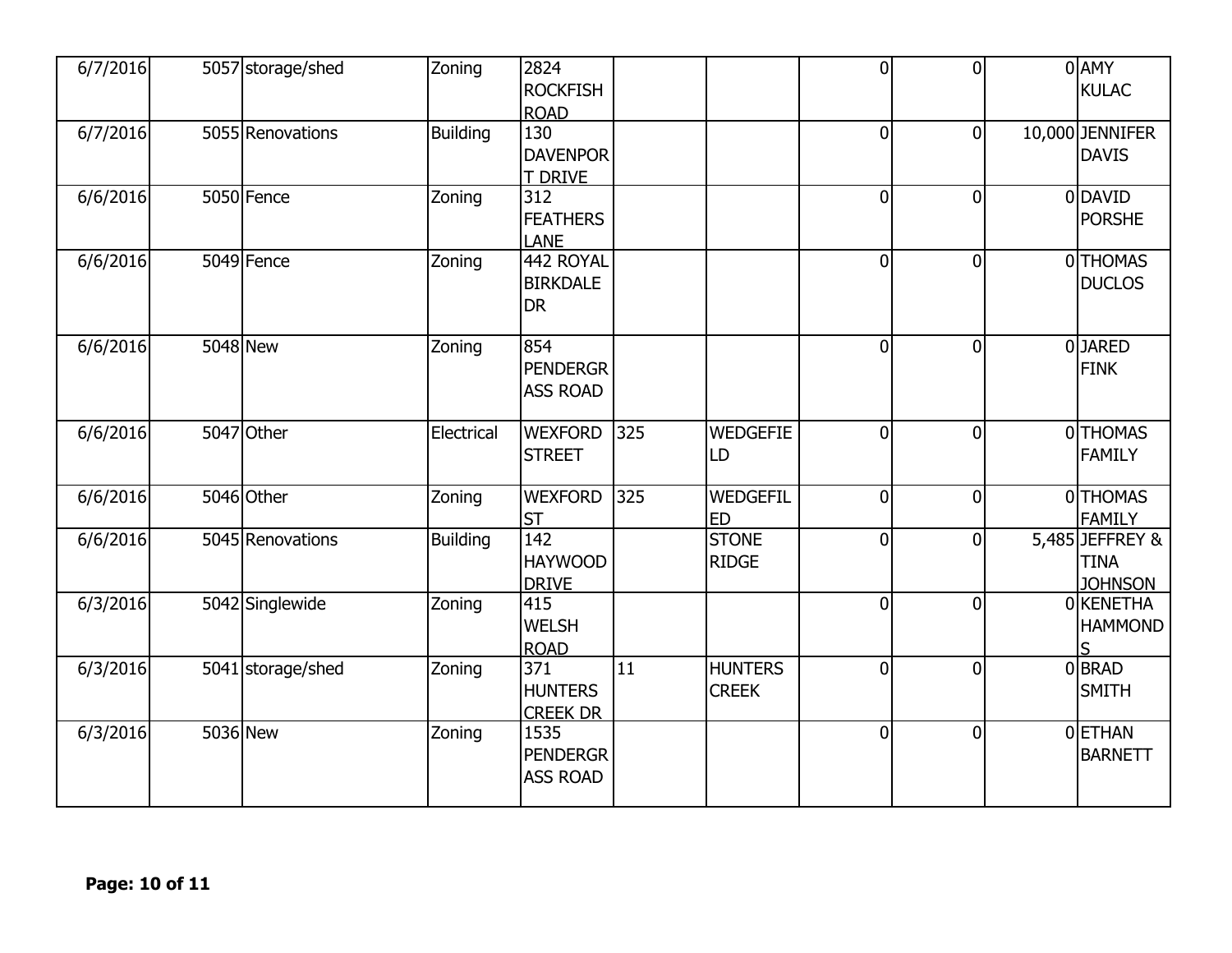| | | | | | | | | | | |
|---|---|---|---|---|---|---|---|---|---|---|
| 6/7/2016 | 5057 | storage/shed | Zoning | 2824 ROCKFISH ROAD | | | 0 | 0 | 0 | AMY KULAC |
| 6/7/2016 | 5055 | Renovations | Building | 130 DAVENPORT DRIVE | | | 0 | 0 | 10,000 | JENNIFER DAVIS |
| 6/6/2016 | 5050 | Fence | Zoning | 312 FEATHERS LANE | | | 0 | 0 | 0 | DAVID PORSHE |
| 6/6/2016 | 5049 | Fence | Zoning | 442 ROYAL BIRKDALE DR | | | 0 | 0 | 0 | THOMAS DUCLOS |
| 6/6/2016 | 5048 | New | Zoning | 854 PENDERGRASS ROAD | | | 0 | 0 | 0 | JARED FINK |
| 6/6/2016 | 5047 | Other | Electrical | WEXFORD STREET | 325 | WEDGEFIELD | 0 | 0 | 0 | THOMAS FAMILY |
| 6/6/2016 | 5046 | Other | Zoning | WEXFORD ST | 325 | WEDGEFILED | 0 | 0 | 0 | THOMAS FAMILY |
| 6/6/2016 | 5045 | Renovations | Building | 142 HAYWOOD DRIVE | | STONE RIDGE | 0 | 0 | 5,485 | JEFFREY & TINA JOHNSON |
| 6/3/2016 | 5042 | Singlewide | Zoning | 415 WELSH ROAD | | | 0 | 0 | 0 | KENETHA HAMMONDS |
| 6/3/2016 | 5041 | storage/shed | Zoning | 371 HUNTERS CREEK DR | 11 | HUNTERS CREEK | 0 | 0 | 0 | BRAD SMITH |
| 6/3/2016 | 5036 | New | Zoning | 1535 PENDERGRASS ROAD | | | 0 | 0 | 0 | ETHAN BARNETT |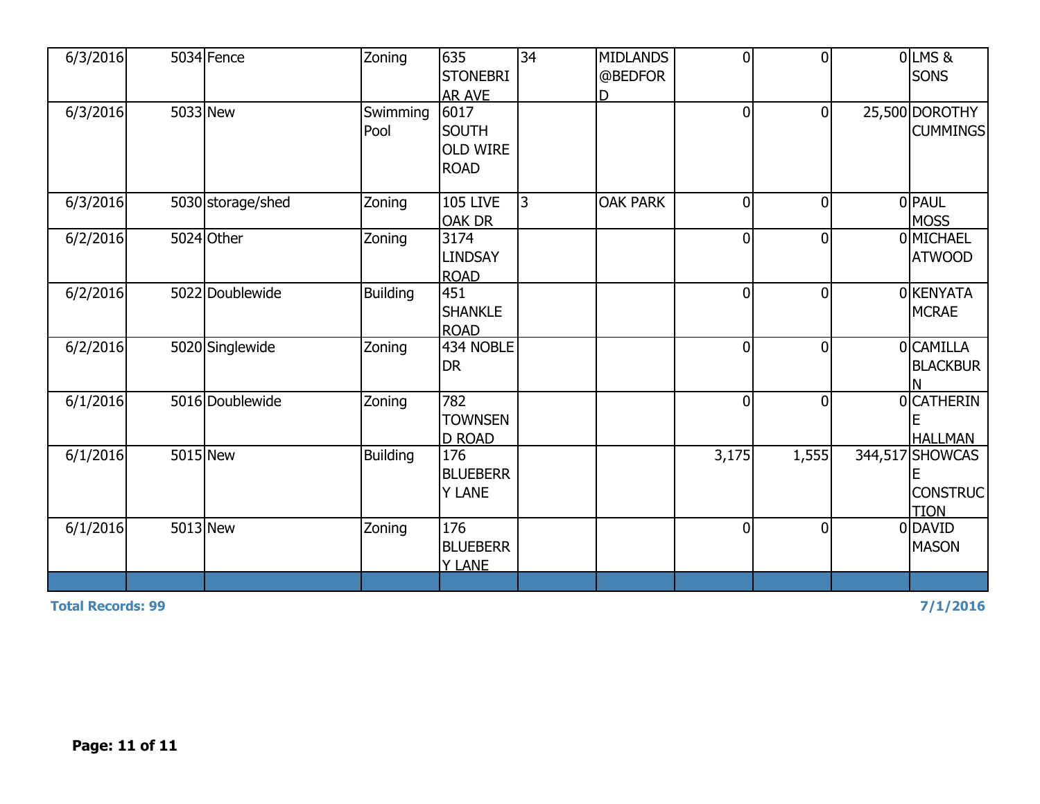| | | | | | | | | | | |
|---|---|---|---|---|---|---|---|---|---|---|
| 6/3/2016 | 5034 | Fence | Zoning | 635 STONEBRIAR AVE | 34 | MIDLANDS @BEDFORD | 0 | 0 | 0 | LMS & SONS |
| 6/3/2016 | 5033 | New | Swimming Pool | 6017 SOUTH OLD WIRE ROAD | | | 0 | 0 | 25,500 | DOROTHY CUMMINGS |
| 6/3/2016 | 5030 | storage/shed | Zoning | 105 LIVE OAK DR | 3 | OAK PARK | 0 | 0 | 0 | PAUL MOSS |
| 6/2/2016 | 5024 | Other | Zoning | 3174 LINDSAY ROAD | | | 0 | 0 | 0 | MICHAEL ATWOOD |
| 6/2/2016 | 5022 | Doublewide | Building | 451 SHANKLE ROAD | | | 0 | 0 | 0 | KENYATA MCRAE |
| 6/2/2016 | 5020 | Singlewide | Zoning | 434 NOBLE DR | | | 0 | 0 | 0 | CAMILLA BLACKBURN |
| 6/1/2016 | 5016 | Doublewide | Zoning | 782 TOWNSEND ROAD | | | 0 | 0 | 0 | CATHERINE HALLMAN |
| 6/1/2016 | 5015 | New | Building | 176 BLUEBERRY LANE | | | 3,175 | 1,555 | 344,517 | SHOWCASE CONSTRUCTION |
| 6/1/2016 | 5013 | New | Zoning | 176 BLUEBERRY LANE | | | 0 | 0 | 0 | DAVID MASON |

**Total Records: 99**

**7/1/2016**